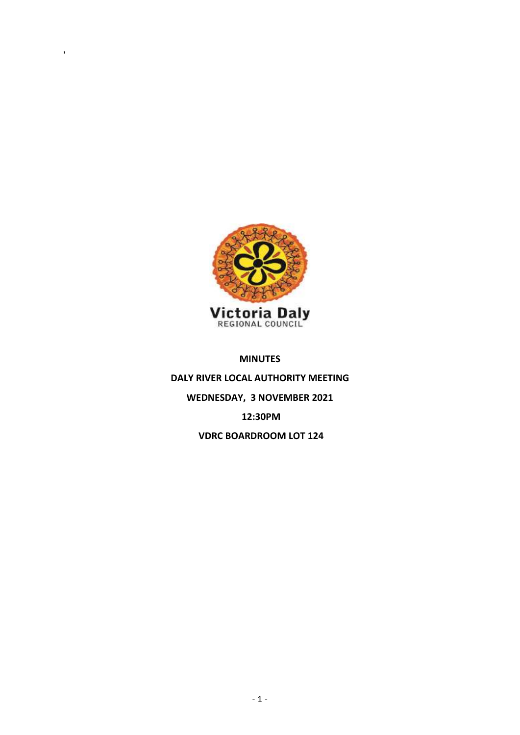,

Victoria Daly
REGIONAL COUNCIL

**MINUTES**

**DALY RIVER LOCAL AUTHORITY MEETING**

**WEDNESDAY, 3 NOVEMBER 2021**

**12:30PM**

**VDRC BOARDROOM LOT 124**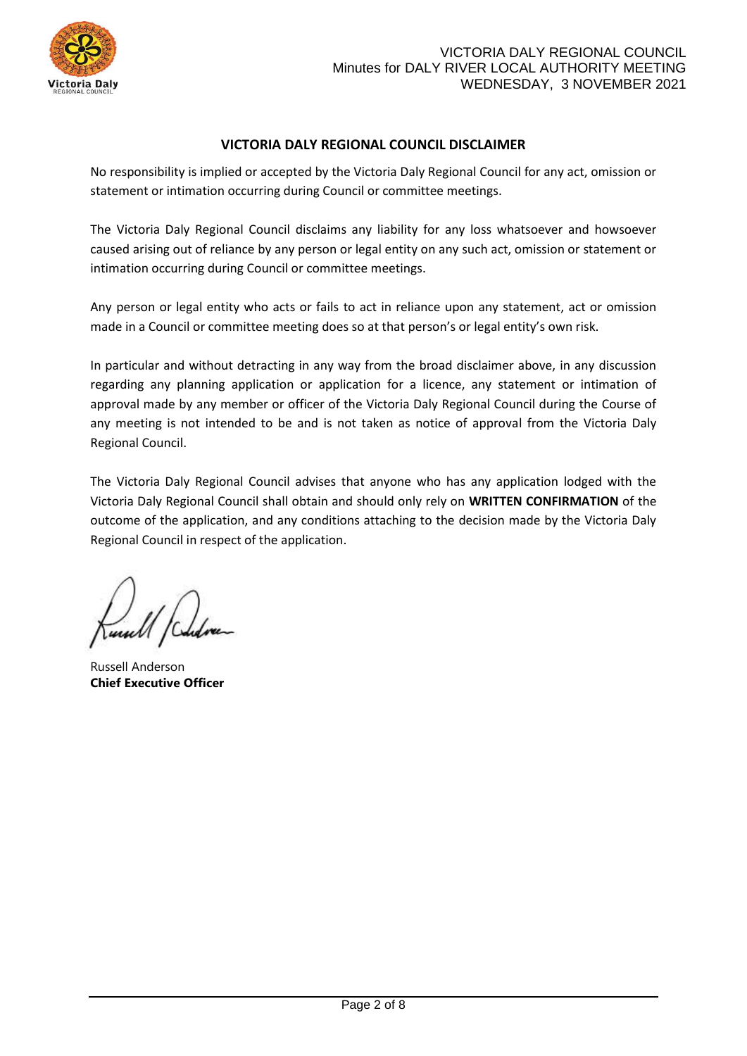## VICTORIA DALY REGIONAL COUNCIL DISCLAIMER

No responsibility is implied or accepted by the Victoria Daly Regional Council for any act, omission or statement or intimation occurring during Council or committee meetings.

The Victoria Daly Regional Council disclaims any liability for any loss whatsoever and howsoever caused arising out of reliance by any person or legal entity on any such act, omission or statement or intimation occurring during Council or committee meetings.

Any person or legal entity who acts or fails to act in reliance upon any statement, act or omission made in a Council or committee meeting does so at that person's or legal entity's own risk.

In particular and without detracting in any way from the broad disclaimer above, in any discussion regarding any planning application or application for a licence, any statement or intimation of approval made by any member or officer of the Victoria Daly Regional Council during the Course of any meeting is not intended to be and is not taken as notice of approval from the Victoria Daly Regional Council.

The Victoria Daly Regional Council advises that anyone who has any application lodged with the Victoria Daly Regional Council shall obtain and should only rely on **WRITTEN CONFIRMATION** of the outcome of the application, and any conditions attaching to the decision made by the Victoria Daly Regional Council in respect of the application.

Russell Anderson
**Chief Executive Officer**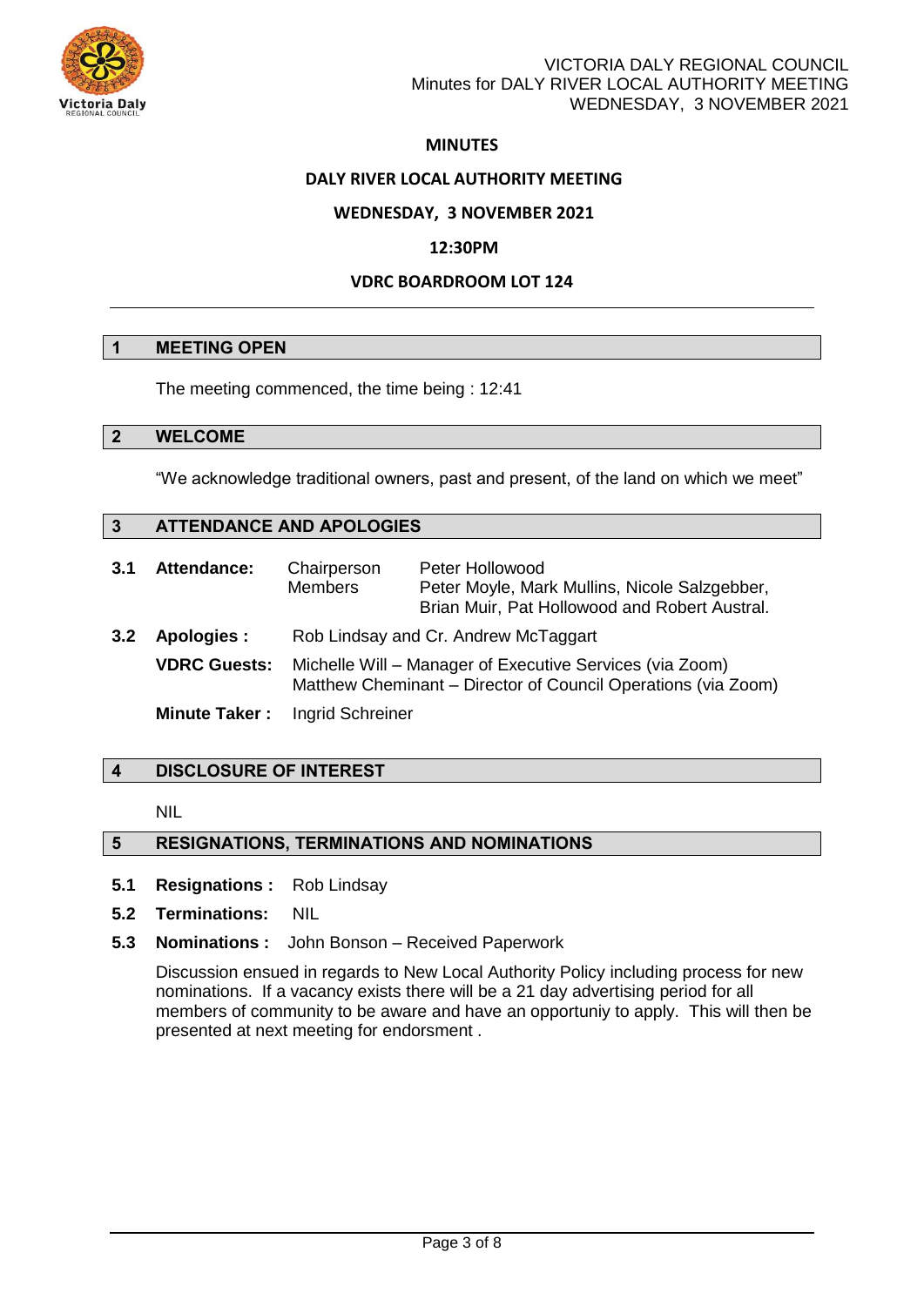**MINUTES**

**DALY RIVER LOCAL AUTHORITY MEETING**

**WEDNESDAY, 3 NOVEMBER 2021**

**12:30PM**

**VDRC BOARDROOM LOT 124**

---

## 1 MEETING OPEN

The meeting commenced, the time being : 12:41

## 2 WELCOME

"We acknowledge traditional owners, past and present, of the land on which we meet"

## 3 ATTENDANCE AND APOLOGIES

**3.1 Attendance:**

| | |
|---|---|
| Chairperson | Peter Hollowood |
| Members | Peter Moyle, Mark Mullins, Nicole Salzgebber, Brian Muir, Pat Hollowood and Robert Austral. |

**3.2 Apologies :** Rob Lindsay and Cr. Andrew McTaggart

**VDRC Guests:** Michelle Will – Manager of Executive Services (via Zoom)
Matthew Cheminant – Director of Council Operations (via Zoom)

**Minute Taker :** Ingrid Schreiner

## 4 DISCLOSURE OF INTEREST

NIL

## 5 RESIGNATIONS, TERMINATIONS AND NOMINATIONS

**5.1 Resignations :** Rob Lindsay

**5.2 Terminations:** NIL

**5.3 Nominations :** John Bonson – Received Paperwork

Discussion ensued in regards to New Local Authority Policy including process for new nominations. If a vacancy exists there will be a 21 day advertising period for all members of community to be aware and have an opportuniy to apply. This will then be presented at next meeting for endorsment .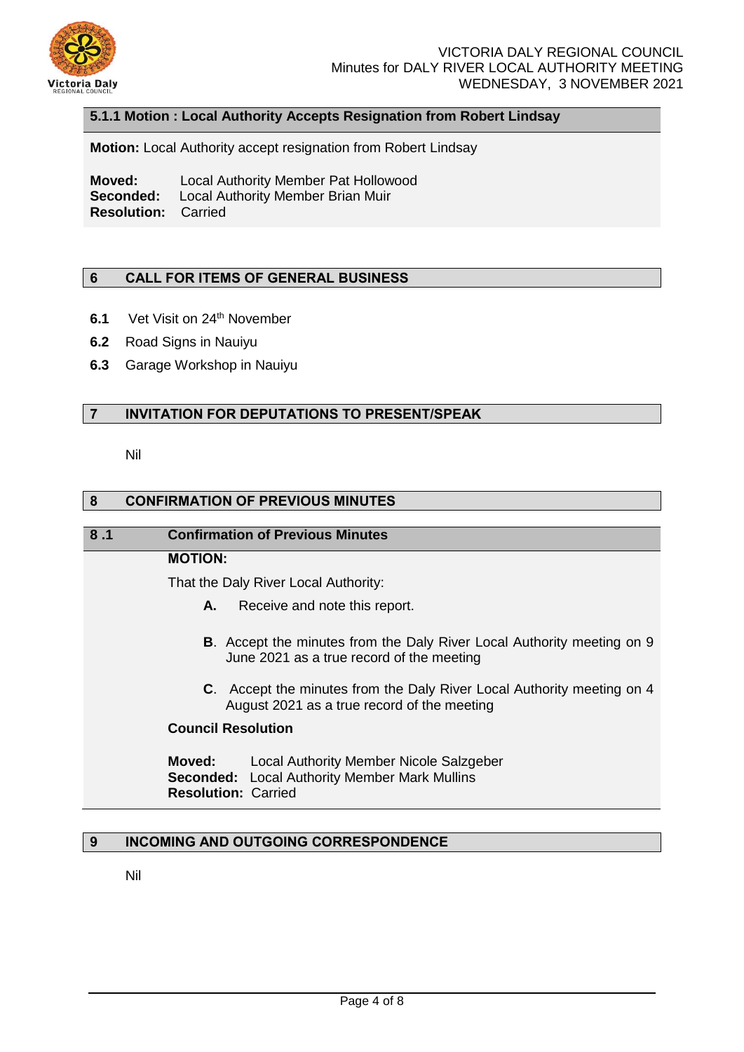### 5.1.1 Motion : Local Authority Accepts Resignation from Robert Lindsay

**Motion:** Local Authority accept resignation from Robert Lindsay

**Moved:** Local Authority Member Pat Hollowood
**Seconded:** Local Authority Member Brian Muir
**Resolution:** Carried

## 6 CALL FOR ITEMS OF GENERAL BUSINESS

**6.1** Vet Visit on 24th November

**6.2** Road Signs in Nauiyu

**6.3** Garage Workshop in Nauiyu

## 7 INVITATION FOR DEPUTATIONS TO PRESENT/SPEAK

Nil

## 8 CONFIRMATION OF PREVIOUS MINUTES

### 8 .1 Confirmation of Previous Minutes

**MOTION:**

That the Daly River Local Authority:

**A.** Receive and note this report.

**B**. Accept the minutes from the Daly River Local Authority meeting on 9 June 2021 as a true record of the meeting

**C**. Accept the minutes from the Daly River Local Authority meeting on 4 August 2021 as a true record of the meeting

**Council Resolution**

**Moved:** Local Authority Member Nicole Salzgeber
**Seconded:** Local Authority Member Mark Mullins
**Resolution:** Carried

## 9 INCOMING AND OUTGOING CORRESPONDENCE

Nil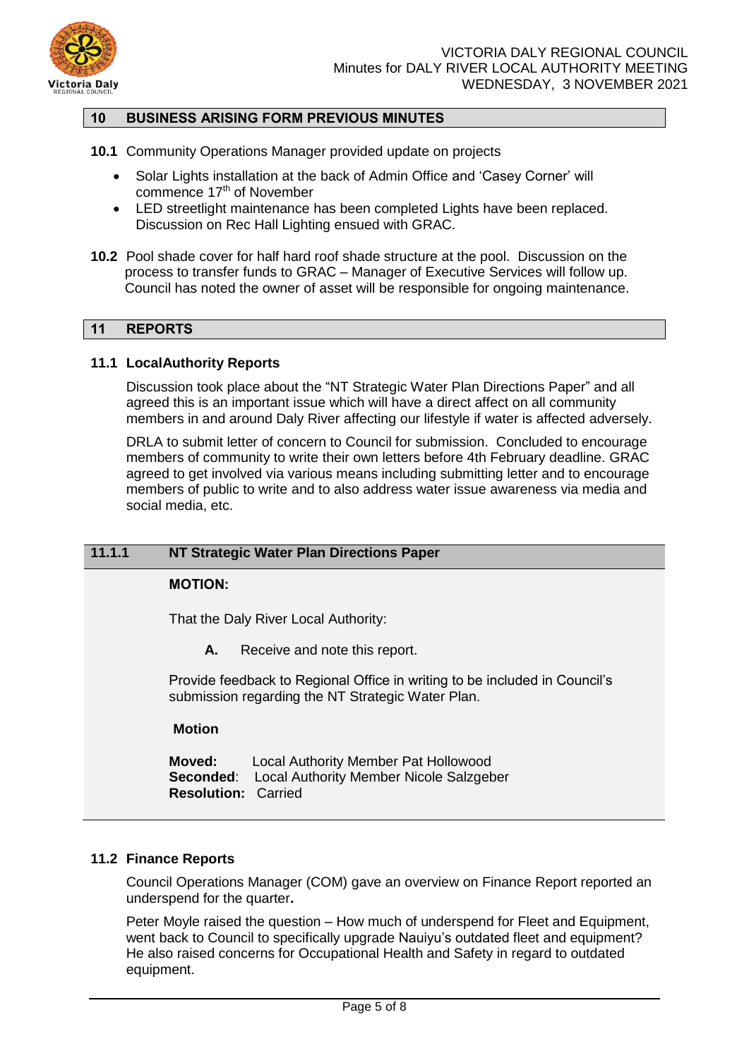## 10 BUSINESS ARISING FORM PREVIOUS MINUTES

**10.1** Community Operations Manager provided update on projects

- Solar Lights installation at the back of Admin Office and 'Casey Corner' will commence 17th of November
- LED streetlight maintenance has been completed Lights have been replaced. Discussion on Rec Hall Lighting ensued with GRAC.

**10.2** Pool shade cover for half hard roof shade structure at the pool. Discussion on the process to transfer funds to GRAC – Manager of Executive Services will follow up. Council has noted the owner of asset will be responsible for ongoing maintenance.

## 11 REPORTS

### 11.1 LocalAuthority Reports

Discussion took place about the "NT Strategic Water Plan Directions Paper" and all agreed this is an important issue which will have a direct affect on all community members in and around Daly River affecting our lifestyle if water is affected adversely.

DRLA to submit letter of concern to Council for submission. Concluded to encourage members of community to write their own letters before 4th February deadline. GRAC agreed to get involved via various means including submitting letter and to encourage members of public to write and to also address water issue awareness via media and social media, etc.

### 11.1.1 NT Strategic Water Plan Directions Paper

**MOTION:**

That the Daly River Local Authority:

**A.** Receive and note this report.

Provide feedback to Regional Office in writing to be included in Council's submission regarding the NT Strategic Water Plan.

**Motion**

**Moved:** Local Authority Member Pat Hollowood
**Seconded**: Local Authority Member Nicole Salzgeber
**Resolution:** Carried

### 11.2 Finance Reports

Council Operations Manager (COM) gave an overview on Finance Report reported an underspend for the quarter**.**

Peter Moyle raised the question – How much of underspend for Fleet and Equipment, went back to Council to specifically upgrade Nauiyu's outdated fleet and equipment? He also raised concerns for Occupational Health and Safety in regard to outdated equipment.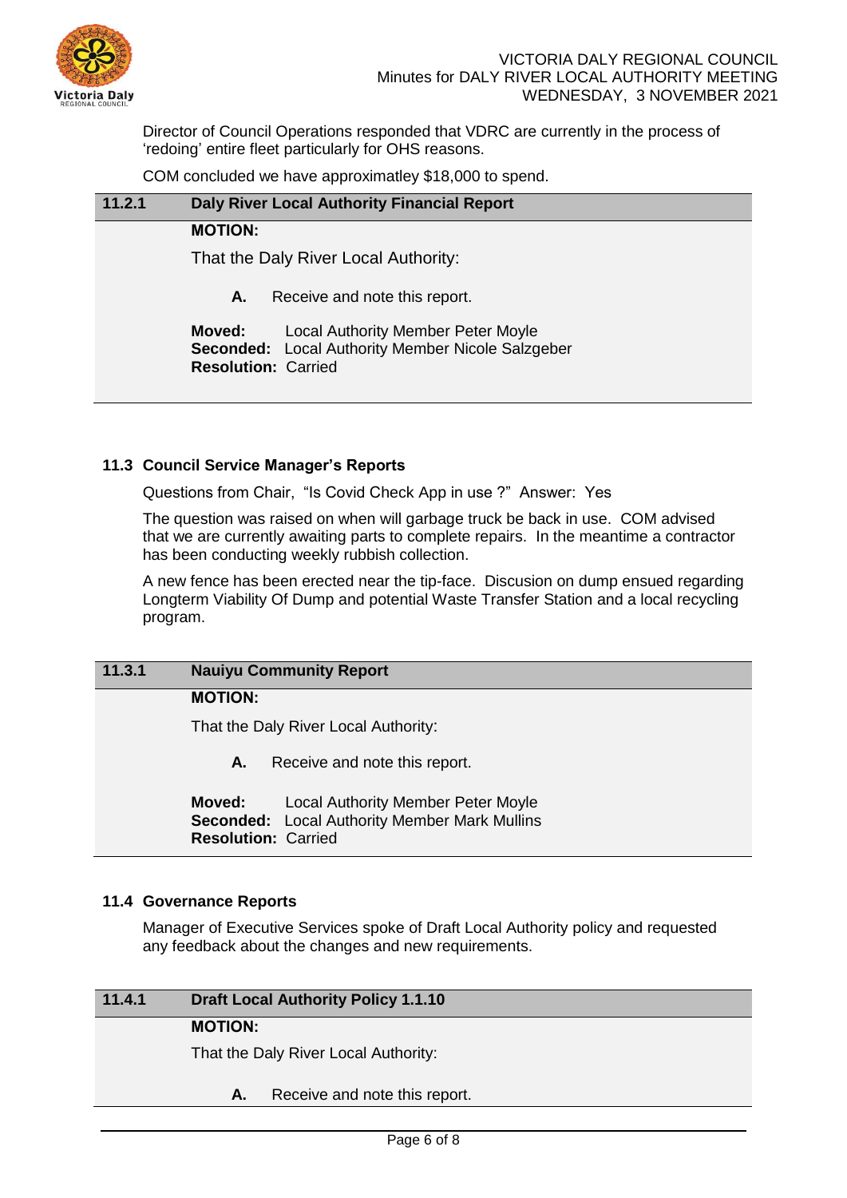Director of Council Operations responded that VDRC are currently in the process of 'redoing' entire fleet particularly for OHS reasons.

COM concluded we have approximatley $18,000 to spend.

| 11.2.1 | Daly River Local Authority Financial Report |
|---|---|
| | **MOTION:** |
| | That the Daly River Local Authority: |
| | **A.** Receive and note this report. |
| | **Moved:** Local Authority Member Peter Moyle<br>**Seconded:** Local Authority Member Nicole Salzgeber<br>**Resolution:** Carried |

### 11.3 Council Service Manager's Reports

Questions from Chair, "Is Covid Check App in use ?" Answer: Yes

The question was raised on when will garbage truck be back in use. COM advised that we are currently awaiting parts to complete repairs. In the meantime a contractor has been conducting weekly rubbish collection.

A new fence has been erected near the tip-face. Discusion on dump ensued regarding Longterm Viability Of Dump and potential Waste Transfer Station and a local recycling program.

| 11.3.1 | Nauiyu Community Report |
|---|---|
| | **MOTION:** |
| | That the Daly River Local Authority: |
| | **A.** Receive and note this report. |
| | **Moved:** Local Authority Member Peter Moyle<br>**Seconded:** Local Authority Member Mark Mullins<br>**Resolution:** Carried |

### 11.4 Governance Reports

Manager of Executive Services spoke of Draft Local Authority policy and requested any feedback about the changes and new requirements.

| 11.4.1 | Draft Local Authority Policy 1.1.10 |
|---|---|
| | **MOTION:** |
| | That the Daly River Local Authority: |
| | **A.** Receive and note this report. |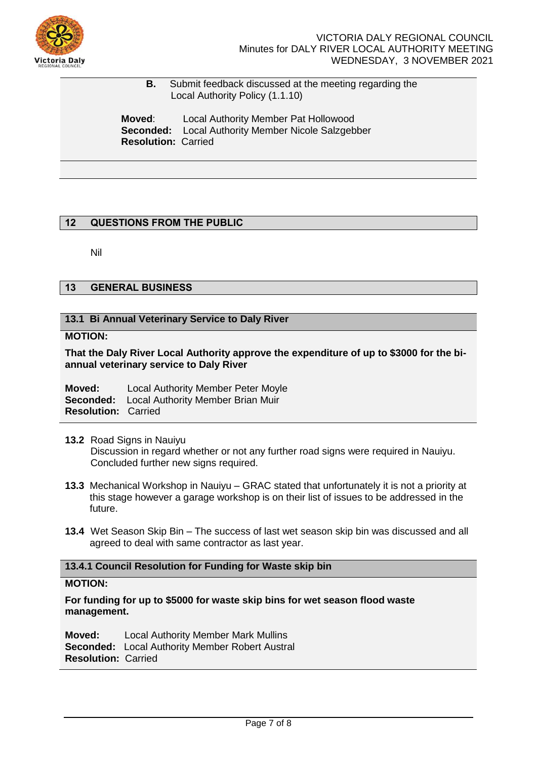**B.** Submit feedback discussed at the meeting regarding the Local Authority Policy (1.1.10)

**Moved**: Local Authority Member Pat Hollowood
**Seconded:** Local Authority Member Nicole Salzgebber
**Resolution:** Carried

## 12 QUESTIONS FROM THE PUBLIC

Nil

## 13 GENERAL BUSINESS

### 13.1 Bi Annual Veterinary Service to Daly River

**MOTION:**

**That the Daly River Local Authority approve the expenditure of up to $3000 for the bi-annual veterinary service to Daly River**

**Moved:** Local Authority Member Peter Moyle
**Seconded:** Local Authority Member Brian Muir
**Resolution:** Carried

**13.2** Road Signs in Nauiyu
Discussion in regard whether or not any further road signs were required in Nauiyu. Concluded further new signs required.

**13.3** Mechanical Workshop in Nauiyu – GRAC stated that unfortunately it is not a priority at this stage however a garage workshop is on their list of issues to be addressed in the future.

**13.4** Wet Season Skip Bin – The success of last wet season skip bin was discussed and all agreed to deal with same contractor as last year.

### 13.4.1 Council Resolution for Funding for Waste skip bin

**MOTION:**

**For funding for up to $5000 for waste skip bins for wet season flood waste management.**

**Moved:** Local Authority Member Mark Mullins
**Seconded:** Local Authority Member Robert Austral
**Resolution:** Carried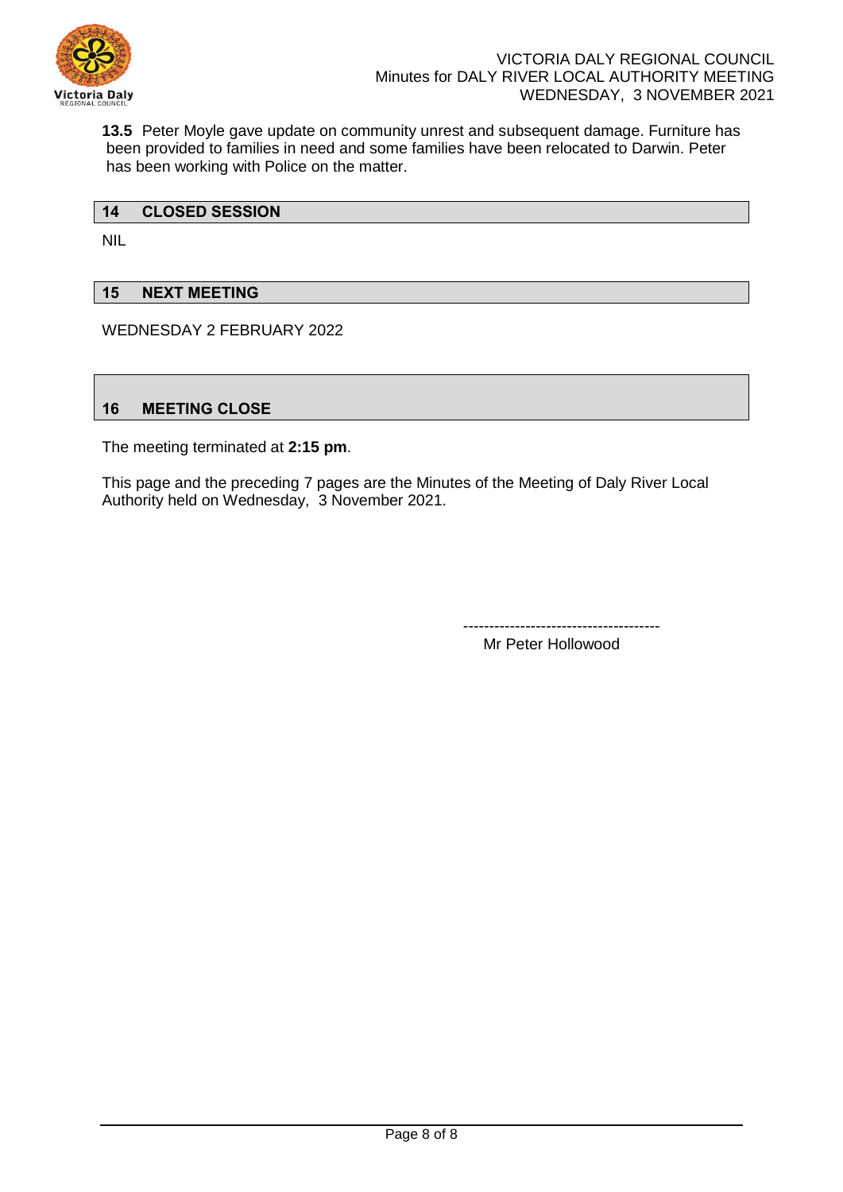**13.5** Peter Moyle gave update on community unrest and subsequent damage. Furniture has been provided to families in need and some families have been relocated to Darwin. Peter has been working with Police on the matter.

## 14 CLOSED SESSION

NIL

## 15 NEXT MEETING

WEDNESDAY 2 FEBRUARY 2022

## 16 MEETING CLOSE

The meeting terminated at **2:15 pm**.

This page and the preceding 7 pages are the Minutes of the Meeting of Daly River Local Authority held on Wednesday, 3 November 2021.

--------------------------------------

Mr Peter Hollowood